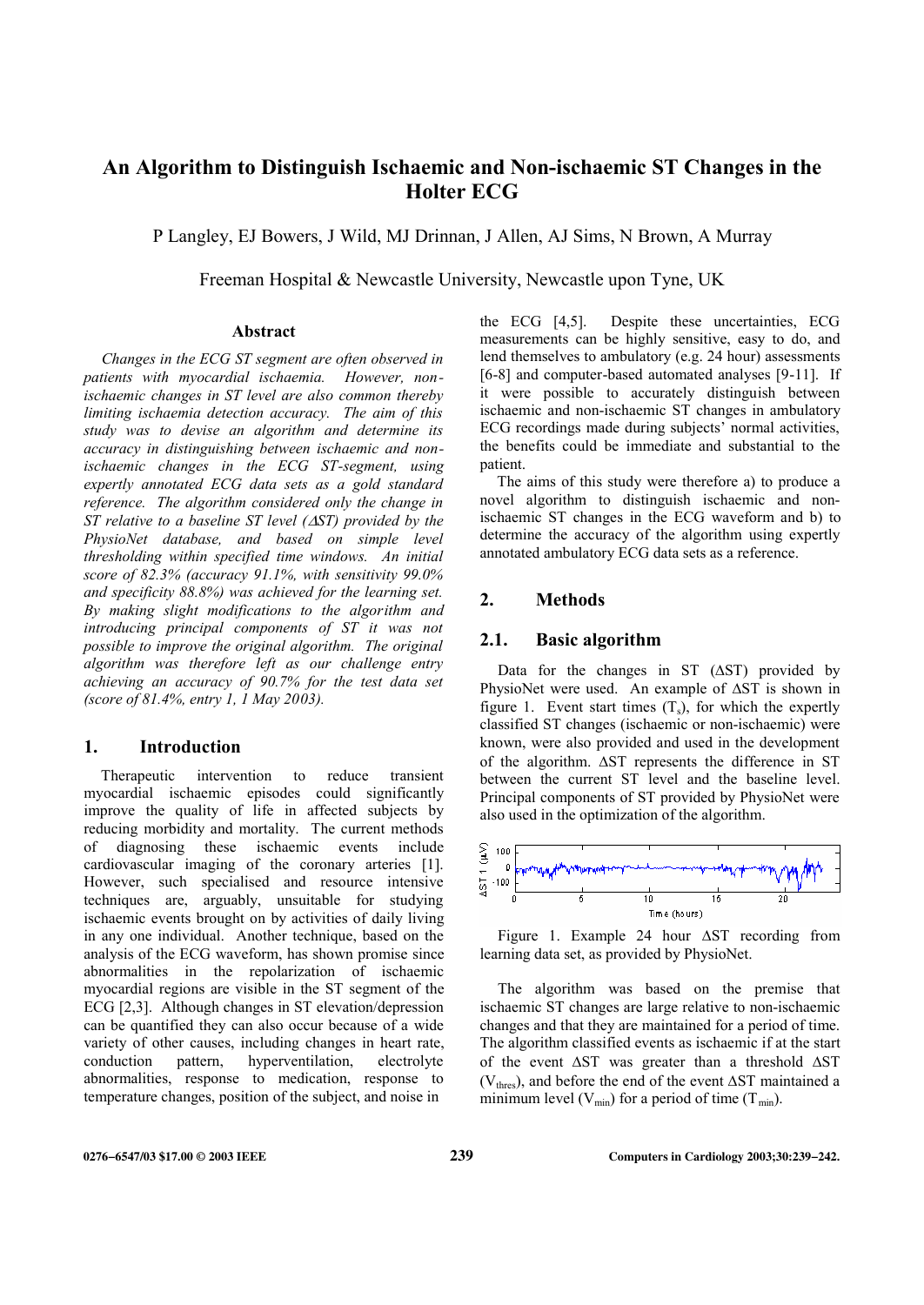# An Algorithm to Distinguish Ischaemic and Non-ischaemic ST Changes in the Holter ECG

P Langley, EJ Bowers, J Wild, MJ Drinnan, J Allen, AJ Sims, N Brown, A Murray

Freeman Hospital & Newcastle University, Newcastle upon Tyne, UK

## Abstract

*Changes in the ECG ST segment are often observed in patients with myocardial ischaemia. However, non-ischaemic changes in ST level are also common thereby limiting ischaemia detection accuracy. The aim of this study was to devise an algorithm and determine its accuracy in distinguishing between ischaemic and non-ischaemic changes in the ECG ST-segment, using expertly annotated ECG data sets as a gold standard reference. The algorithm considered only the change in ST relative to a baseline ST level (ΔST) provided by the PhysioNet database, and based on simple level thresholding within specified time windows. An initial score of 82.3% (accuracy 91.1%, with sensitivity 99.0% and specificity 88.8%) was achieved for the learning set. By making slight modifications to the algorithm and introducing principal components of ST it was not possible to improve the original algorithm. The original algorithm was therefore left as our challenge entry achieving an accuracy of 90.7% for the test data set (score of 81.4%, entry 1, 1 May 2003).*

## 1. Introduction

Therapeutic intervention to reduce transient myocardial ischaemic episodes could significantly improve the quality of life in affected subjects by reducing morbidity and mortality. The current methods of diagnosing these ischaemic events include cardiovascular imaging of the coronary arteries [1]. However, such specialised and resource intensive techniques are, arguably, unsuitable for studying ischaemic events brought on by activities of daily living in any one individual. Another technique, based on the analysis of the ECG waveform, has shown promise since abnormalities in the repolarization of ischaemic myocardial regions are visible in the ST segment of the ECG [2,3]. Although changes in ST elevation/depression can be quantified they can also occur because of a wide variety of other causes, including changes in heart rate, conduction pattern, hyperventilation, electrolyte abnormalities, response to medication, response to temperature changes, position of the subject, and noise in the ECG [4,5]. Despite these uncertainties, ECG measurements can be highly sensitive, easy to do, and lend themselves to ambulatory (e.g. 24 hour) assessments [6-8] and computer-based automated analyses [9-11]. If it were possible to accurately distinguish between ischaemic and non-ischaemic ST changes in ambulatory ECG recordings made during subjects' normal activities, the benefits could be immediate and substantial to the patient.

The aims of this study were therefore a) to produce a novel algorithm to distinguish ischaemic and non-ischaemic ST changes in the ECG waveform and b) to determine the accuracy of the algorithm using expertly annotated ambulatory ECG data sets as a reference.

## 2. Methods

### 2.1. Basic algorithm

Data for the changes in ST (ΔST) provided by PhysioNet were used. An example of ΔST is shown in figure 1. Event start times ($T_s$), for which the expertly classified ST changes (ischaemic or non-ischaemic) were known, were also provided and used in the development of the algorithm. ΔST represents the difference in ST between the current ST level and the baseline level. Principal components of ST provided by PhysioNet were also used in the optimization of the algorithm.

Figure 1. Example 24 hour ΔST recording from learning data set, as provided by PhysioNet.

The algorithm was based on the premise that ischaemic ST changes are large relative to non-ischaemic changes and that they are maintained for a period of time. The algorithm classified events as ischaemic if at the start of the event ΔST was greater than a threshold ΔST ($V_{thres}$), and before the end of the event ΔST maintained a minimum level ($V_{min}$) for a period of time ($T_{min}$).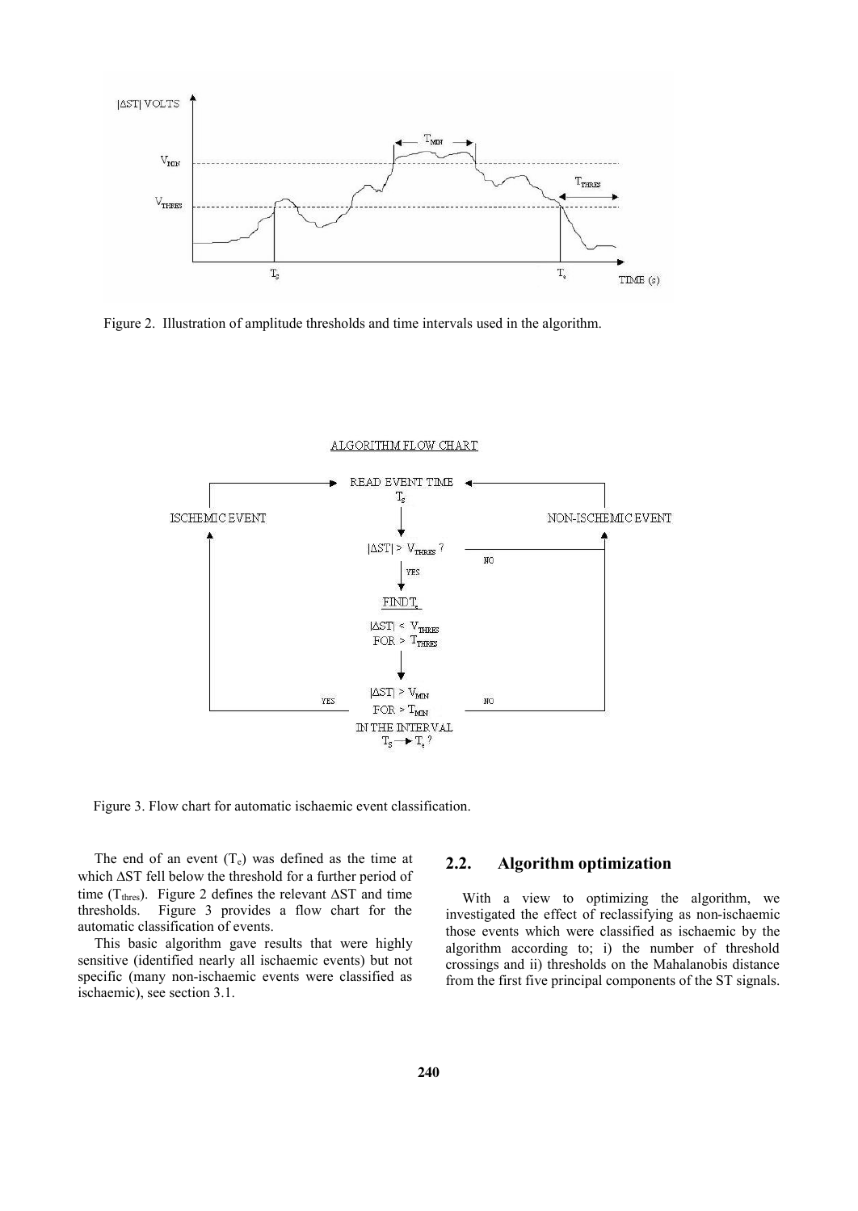Figure 2. Illustration of amplitude thresholds and time intervals used in the algorithm.

Figure 3. Flow chart for automatic ischaemic event classification.

The end of an event ($T_e$) was defined as the time at which ΔST fell below the threshold for a further period of time ($T_{thres}$). Figure 2 defines the relevant ΔST and time thresholds. Figure 3 provides a flow chart for the automatic classification of events.

This basic algorithm gave results that were highly sensitive (identified nearly all ischaemic events) but not specific (many non-ischaemic events were classified as ischaemic), see section 3.1.

## 2.2. Algorithm optimization

With a view to optimizing the algorithm, we investigated the effect of reclassifying as non-ischaemic those events which were classified as ischaemic by the algorithm according to; i) the number of threshold crossings and ii) thresholds on the Mahalanobis distance from the first five principal components of the ST signals.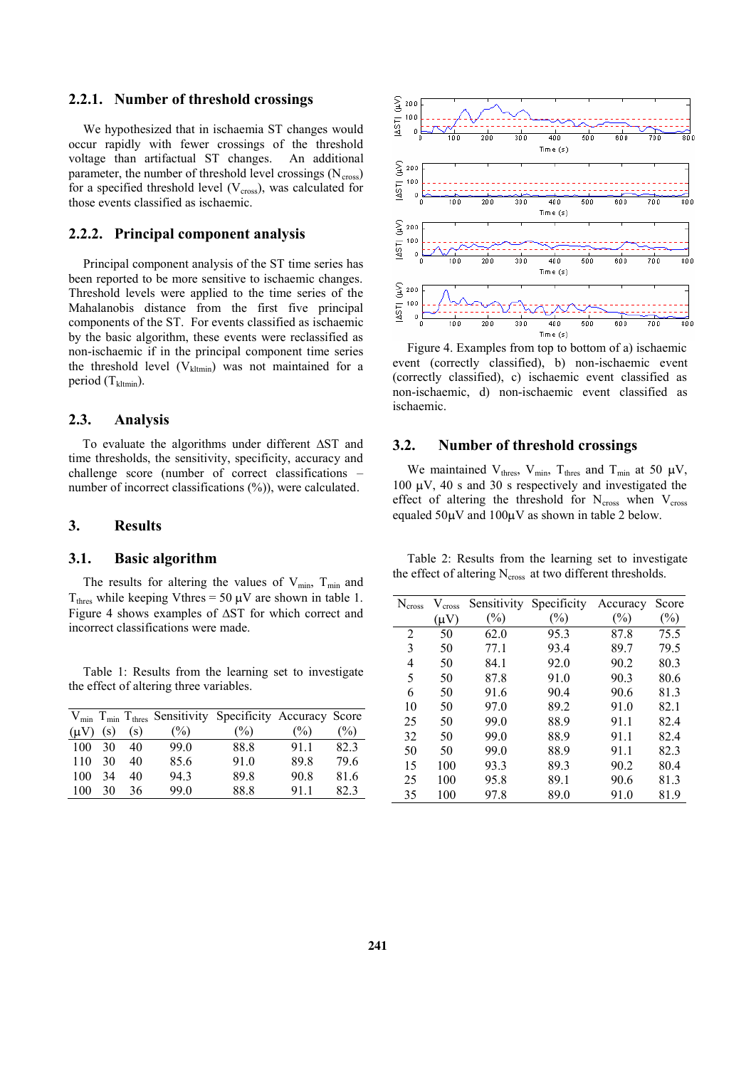### 2.2.1. Number of threshold crossings

We hypothesized that in ischaemia ST changes would occur rapidly with fewer crossings of the threshold voltage than artifactual ST changes. An additional parameter, the number of threshold level crossings ($N_{cross}$) for a specified threshold level ($V_{cross}$), was calculated for those events classified as ischaemic.

### 2.2.2. Principal component analysis

Principal component analysis of the ST time series has been reported to be more sensitive to ischaemic changes. Threshold levels were applied to the time series of the Mahalanobis distance from the first five principal components of the ST. For events classified as ischaemic by the basic algorithm, these events were reclassified as non-ischaemic if in the principal component time series the threshold level ($V_{kltmin}$) was not maintained for a period ($T_{kltmin}$).

## 2.3. Analysis

To evaluate the algorithms under different ΔST and time thresholds, the sensitivity, specificity, accuracy and challenge score (number of correct classifications – number of incorrect classifications (%)), were calculated.

# 3. Results

## 3.1. Basic algorithm

The results for altering the values of $V_{min}$, $T_{min}$ and $T_{thres}$ while keeping Vthres = 50 μV are shown in table 1. Figure 4 shows examples of ΔST for which correct and incorrect classifications were made.

Table 1: Results from the learning set to investigate the effect of altering three variables.

| $V_{min}$ (μV) | $T_{min}$ (s) | $T_{thres}$ (s) | Sensitivity (%) | Specificity (%) | Accuracy (%) | Score (%) |
|---|---|---|---|---|---|---|
| 100 | 30 | 40 | 99.0 | 88.8 | 91.1 | 82.3 |
| 110 | 30 | 40 | 85.6 | 91.0 | 89.8 | 79.6 |
| 100 | 34 | 40 | 94.3 | 89.8 | 90.8 | 81.6 |
| 100 | 30 | 36 | 99.0 | 88.8 | 91.1 | 82.3 |

Figure 4. Examples from top to bottom of a) ischaemic event (correctly classified), b) non-ischaemic event (correctly classified), c) ischaemic event classified as non-ischaemic, d) non-ischaemic event classified as ischaemic.

## 3.2. Number of threshold crossings

We maintained $V_{thres}$, $V_{min}$, $T_{thres}$ and $T_{min}$ at 50 μV, 100 μV, 40 s and 30 s respectively and investigated the effect of altering the threshold for $N_{cross}$ when $V_{cross}$ equalled 50μV and 100μV as shown in table 2 below.

Table 2: Results from the learning set to investigate the effect of altering $N_{cross}$ at two different thresholds.

| $N_{cross}$ | $V_{cross}$ (μV) | Sensitivity (%) | Specificity (%) | Accuracy (%) | Score (%) |
|---|---|---|---|---|---|
| 2 | 50 | 62.0 | 95.3 | 87.8 | 75.5 |
| 3 | 50 | 77.1 | 93.4 | 89.7 | 79.5 |
| 4 | 50 | 84.1 | 92.0 | 90.2 | 80.3 |
| 5 | 50 | 87.8 | 91.0 | 90.3 | 80.6 |
| 6 | 50 | 91.6 | 90.4 | 90.6 | 81.3 |
| 10 | 50 | 97.0 | 89.2 | 91.0 | 82.1 |
| 25 | 50 | 99.0 | 88.9 | 91.1 | 82.4 |
| 32 | 50 | 99.0 | 88.9 | 91.1 | 82.4 |
| 50 | 50 | 99.0 | 88.9 | 91.1 | 82.3 |
| 15 | 100 | 93.3 | 89.3 | 90.2 | 80.4 |
| 25 | 100 | 95.8 | 89.1 | 90.6 | 81.3 |
| 35 | 100 | 97.8 | 89.0 | 91.0 | 81.9 |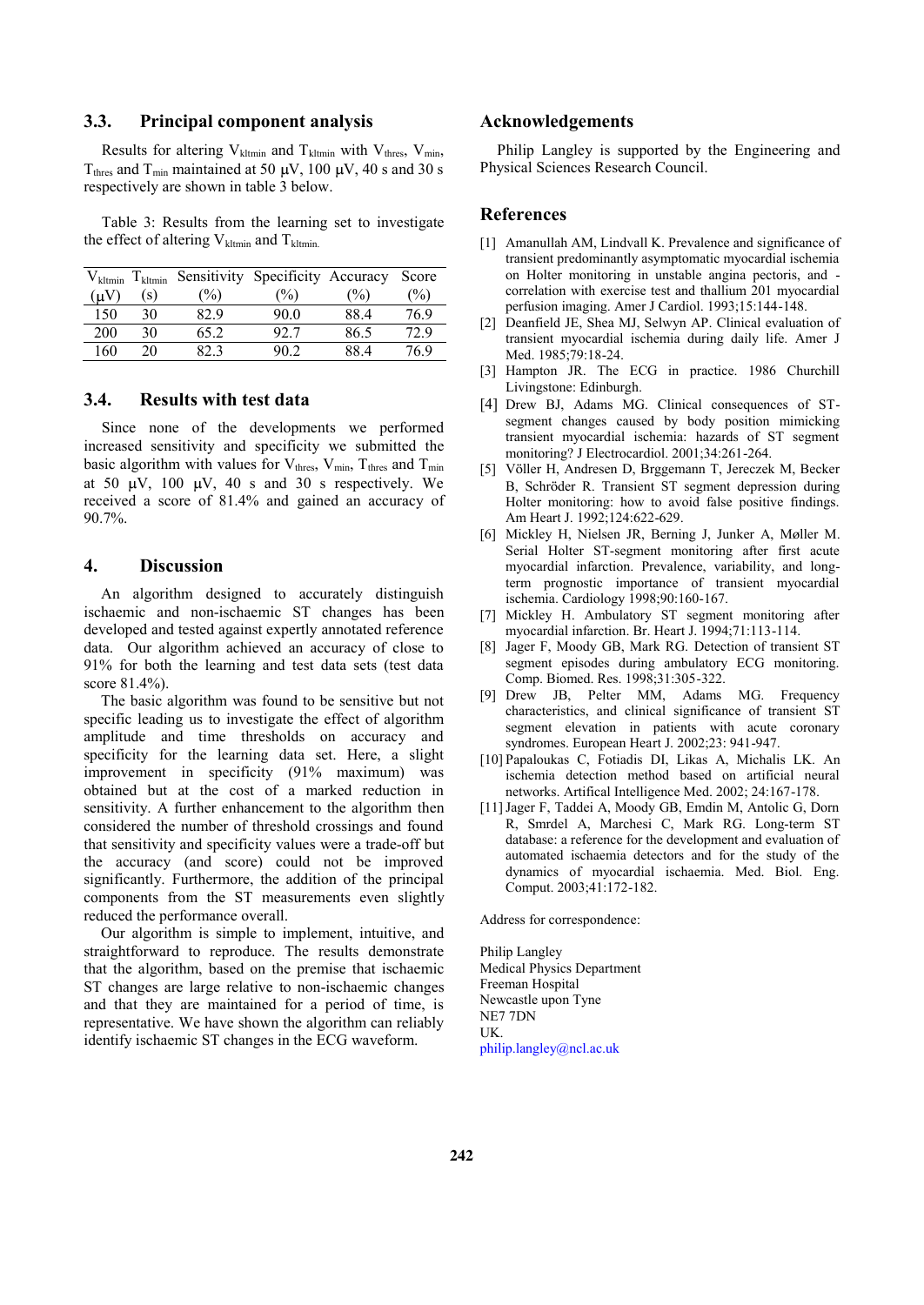### 3.3. Principal component analysis

Results for altering $V_{kltmin}$ and $T_{kltmin}$ with $V_{thres}$, $V_{min}$, $T_{thres}$ and $T_{min}$ maintained at 50 μV, 100 μV, 40 s and 30 s respectively are shown in table 3 below.

Table 3: Results from the learning set to investigate the effect of altering $V_{kltmin}$ and $T_{kltmin}$.

| $V_{kltmin}$ (μV) | $T_{kltmin}$ (s) | Sensitivity (%) | Specificity (%) | Accuracy (%) | Score (%) |
|---|---|---|---|---|---|
| 150 | 30 | 82.9 | 90.0 | 88.4 | 76.9 |
| 200 | 30 | 65.2 | 92.7 | 86.5 | 72.9 |
| 160 | 20 | 82.3 | 90.2 | 88.4 | 76.9 |

### 3.4. Results with test data

Since none of the developments we performed increased sensitivity and specificity we submitted the basic algorithm with values for $V_{thres}$, $V_{min}$, $T_{thres}$ and $T_{min}$ at 50 μV, 100 μV, 40 s and 30 s respectively. We received a score of 81.4% and gained an accuracy of 90.7%.

## 4. Discussion

An algorithm designed to accurately distinguish ischaemic and non-ischaemic ST changes has been developed and tested against expertly annotated reference data. Our algorithm achieved an accuracy of close to 91% for both the learning and test data sets (test data score 81.4%).

The basic algorithm was found to be sensitive but not specific leading us to investigate the effect of algorithm amplitude and time thresholds on accuracy and specificity for the learning data set. Here, a slight improvement in specificity (91% maximum) was obtained but at the cost of a marked reduction in sensitivity. A further enhancement to the algorithm then considered the number of threshold crossings and found that sensitivity and specificity values were a trade-off but the accuracy (and score) could not be improved significantly. Furthermore, the addition of the principal components from the ST measurements even slightly reduced the performance overall.

Our algorithm is simple to implement, intuitive, and straightforward to reproduce. The results demonstrate that the algorithm, based on the premise that ischaemic ST changes are large relative to non-ischaemic changes and that they are maintained for a period of time, is representative. We have shown the algorithm can reliably identify ischaemic ST changes in the ECG waveform.

## Acknowledgements

Philip Langley is supported by the Engineering and Physical Sciences Research Council.

## References

[1] Amanullah AM, Lindvall K. Prevalence and significance of transient predominantly asymptomatic myocardial ischemia on Holter monitoring in unstable angina pectoris, and - correlation with exercise test and thallium 201 myocardial perfusion imaging. Amer J Cardiol. 1993;15:144-148.

[2] Deanfield JE, Shea MJ, Selwyn AP. Clinical evaluation of transient myocardial ischemia during daily life. Amer J Med. 1985;79:18-24.

[3] Hampton JR. The ECG in practice. 1986 Churchill Livingstone: Edinburgh.

[4] Drew BJ, Adams MG. Clinical consequences of ST-segment changes caused by body position mimicking transient myocardial ischemia: hazards of ST segment monitoring? J Electrocardiol. 2001;34:261-264.

[5] Völler H, Andresen D, Brggemann T, Jereczek M, Becker B, Schröder R. Transient ST segment depression during Holter monitoring: how to avoid false positive findings. Am Heart J. 1992;124:622-629.

[6] Mickley H, Nielsen JR, Berning J, Junker A, Møller M. Serial Holter ST-segment monitoring after first acute myocardial infarction. Prevalence, variability, and long-term prognostic importance of transient myocardial ischemia. Cardiology 1998;90:160-167.

[7] Mickley H. Ambulatory ST segment monitoring after myocardial infarction. Br. Heart J. 1994;71:113-114.

[8] Jager F, Moody GB, Mark RG. Detection of transient ST segment episodes during ambulatory ECG monitoring. Comp. Biomed. Res. 1998;31:305-322.

[9] Drew JB, Pelter MM, Adams MG. Frequency characteristics, and clinical significance of transient ST segment elevation in patients with acute coronary syndromes. European Heart J. 2002;23: 941-947.

[10] Papaloukas C, Fotiadis DI, Likas A, Michalis LK. An ischemia detection method based on artificial neural networks. Artifical Intelligence Med. 2002; 24:167-178.

[11] Jager F, Taddei A, Moody GB, Emdin M, Antolic G, Dorn R, Smrdel A, Marchesi C, Mark RG. Long-term ST database: a reference for the development and evaluation of automated ischaemia detectors and for the study of the dynamics of myocardial ischaemia. Med. Biol. Eng. Comput. 2003;41:172-182.

Address for correspondence:

Philip Langley
Medical Physics Department
Freeman Hospital
Newcastle upon Tyne
NE7 7DN
UK.
philip.langley@ncl.ac.uk